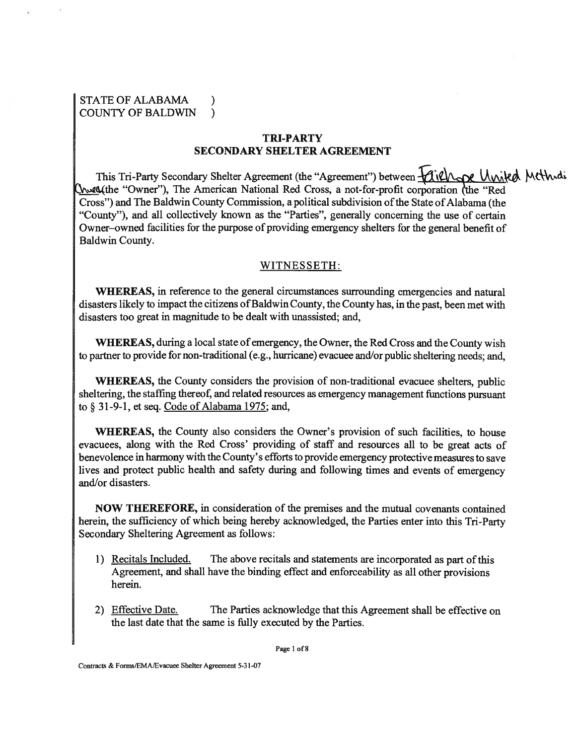STATE OF ALABAMA )
COUNTY OF BALDWIN )

## TRI-PARTY
## SECONDARY SHELTER AGREEMENT

This Tri-Party Secondary Shelter Agreement (the "Agreement") between Fairhope United Methodist Church (the "Owner"), The American National Red Cross, a not-for-profit corporation (the "Red Cross") and The Baldwin County Commission, a political subdivision of the State of Alabama (the "County"), and all collectively known as the "Parties", generally concerning the use of certain Owner–owned facilities for the purpose of providing emergency shelters for the general benefit of Baldwin County.

WITNESSETH:

**WHEREAS,** in reference to the general circumstances surrounding emergencies and natural disasters likely to impact the citizens of Baldwin County, the County has, in the past, been met with disasters too great in magnitude to be dealt with unassisted; and,

**WHEREAS,** during a local state of emergency, the Owner, the Red Cross and the County wish to partner to provide for non-traditional (e.g., hurricane) evacuee and/or public sheltering needs; and,

**WHEREAS,** the County considers the provision of non-traditional evacuee shelters, public sheltering, the staffing thereof, and related resources as emergency management functions pursuant to § 31-9-1, et seq. Code of Alabama 1975; and,

**WHEREAS,** the County also considers the Owner's provision of such facilities, to house evacuees, along with the Red Cross' providing of staff and resources all to be great acts of benevolence in harmony with the County's efforts to provide emergency protective measures to save lives and protect public health and safety during and following times and events of emergency and/or disasters.

**NOW THEREFORE,** in consideration of the premises and the mutual covenants contained herein, the sufficiency of which being hereby acknowledged, the Parties enter into this Tri-Party Secondary Sheltering Agreement as follows:

1) Recitals Included. The above recitals and statements are incorporated as part of this Agreement, and shall have the binding effect and enforceability as all other provisions herein.

2) Effective Date. The Parties acknowledge that this Agreement shall be effective on the last date that the same is fully executed by the Parties.

Contracts & Forms/EMA/Evacuee Shelter Agreement 5-31-07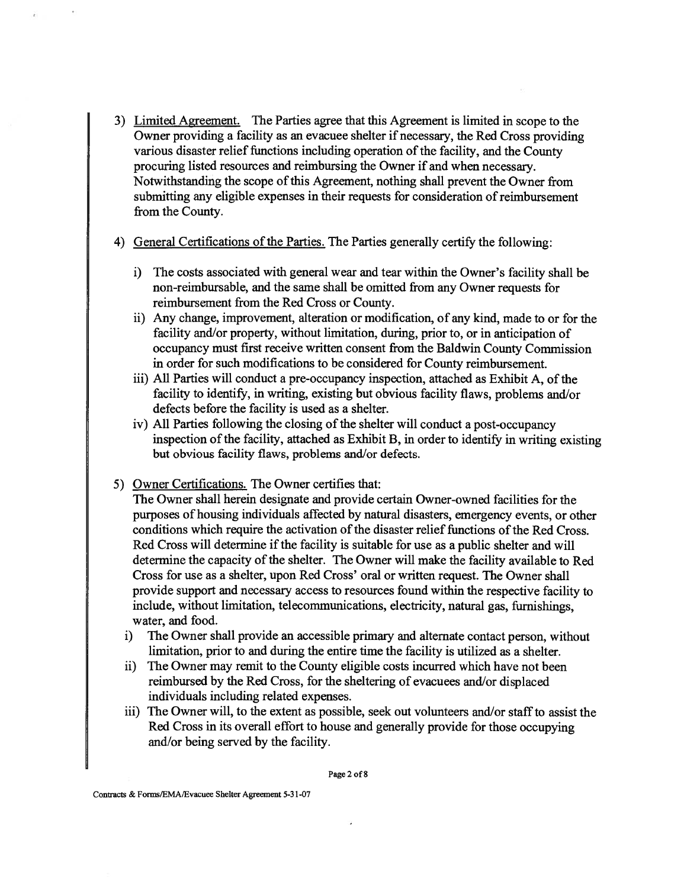3) Limited Agreement. The Parties agree that this Agreement is limited in scope to the Owner providing a facility as an evacuee shelter if necessary, the Red Cross providing various disaster relief functions including operation of the facility, and the County procuring listed resources and reimbursing the Owner if and when necessary. Notwithstanding the scope of this Agreement, nothing shall prevent the Owner from submitting any eligible expenses in their requests for consideration of reimbursement from the County.

4) General Certifications of the Parties. The Parties generally certify the following:

   i) The costs associated with general wear and tear within the Owner's facility shall be non-reimbursable, and the same shall be omitted from any Owner requests for reimbursement from the Red Cross or County.
   ii) Any change, improvement, alteration or modification, of any kind, made to or for the facility and/or property, without limitation, during, prior to, or in anticipation of occupancy must first receive written consent from the Baldwin County Commission in order for such modifications to be considered for County reimbursement.
   iii) All Parties will conduct a pre-occupancy inspection, attached as Exhibit A, of the facility to identify, in writing, existing but obvious facility flaws, problems and/or defects before the facility is used as a shelter.
   iv) All Parties following the closing of the shelter will conduct a post-occupancy inspection of the facility, attached as Exhibit B, in order to identify in writing existing but obvious facility flaws, problems and/or defects.

5) Owner Certifications. The Owner certifies that:
   The Owner shall herein designate and provide certain Owner-owned facilities for the purposes of housing individuals affected by natural disasters, emergency events, or other conditions which require the activation of the disaster relief functions of the Red Cross. Red Cross will determine if the facility is suitable for use as a public shelter and will determine the capacity of the shelter. The Owner will make the facility available to Red Cross for use as a shelter, upon Red Cross' oral or written request. The Owner shall provide support and necessary access to resources found within the respective facility to include, without limitation, telecommunications, electricity, natural gas, furnishings, water, and food.
   i) The Owner shall provide an accessible primary and alternate contact person, without limitation, prior to and during the entire time the facility is utilized as a shelter.
   ii) The Owner may remit to the County eligible costs incurred which have not been reimbursed by the Red Cross, for the sheltering of evacuees and/or displaced individuals including related expenses.
   iii) The Owner will, to the extent as possible, seek out volunteers and/or staff to assist the Red Cross in its overall effort to house and generally provide for those occupying and/or being served by the facility.

Contracts & Forms/EMA/Evacuee Shelter Agreement 5-31-07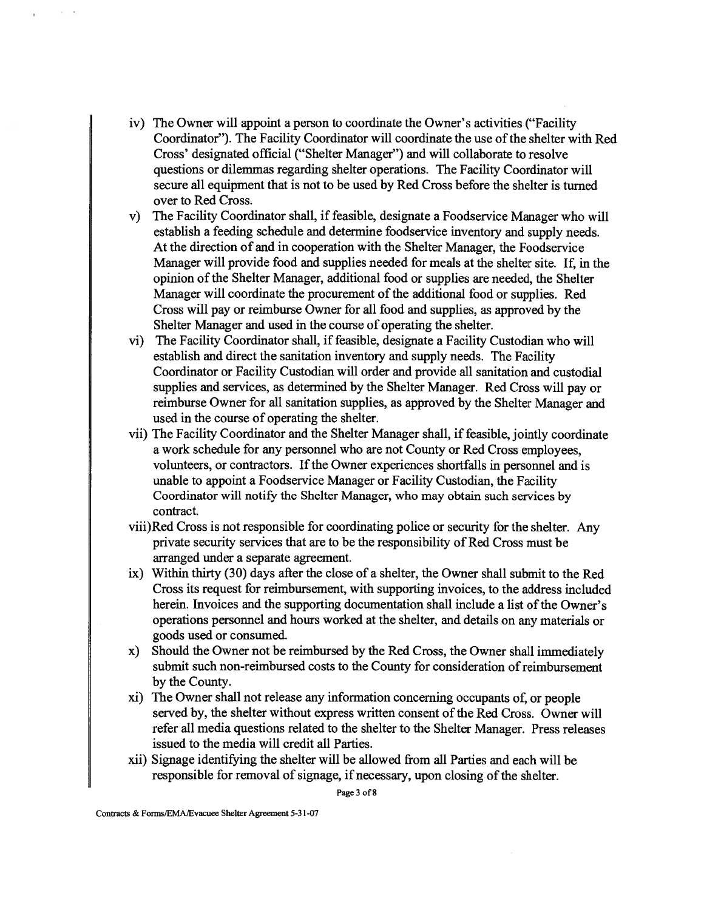iv) The Owner will appoint a person to coordinate the Owner's activities ("Facility Coordinator"). The Facility Coordinator will coordinate the use of the shelter with Red Cross' designated official ("Shelter Manager") and will collaborate to resolve questions or dilemmas regarding shelter operations. The Facility Coordinator will secure all equipment that is not to be used by Red Cross before the shelter is turned over to Red Cross.

v) The Facility Coordinator shall, if feasible, designate a Foodservice Manager who will establish a feeding schedule and determine foodservice inventory and supply needs. At the direction of and in cooperation with the Shelter Manager, the Foodservice Manager will provide food and supplies needed for meals at the shelter site. If, in the opinion of the Shelter Manager, additional food or supplies are needed, the Shelter Manager will coordinate the procurement of the additional food or supplies. Red Cross will pay or reimburse Owner for all food and supplies, as approved by the Shelter Manager and used in the course of operating the shelter.

vi) The Facility Coordinator shall, if feasible, designate a Facility Custodian who will establish and direct the sanitation inventory and supply needs. The Facility Coordinator or Facility Custodian will order and provide all sanitation and custodial supplies and services, as determined by the Shelter Manager. Red Cross will pay or reimburse Owner for all sanitation supplies, as approved by the Shelter Manager and used in the course of operating the shelter.

vii) The Facility Coordinator and the Shelter Manager shall, if feasible, jointly coordinate a work schedule for any personnel who are not County or Red Cross employees, volunteers, or contractors. If the Owner experiences shortfalls in personnel and is unable to appoint a Foodservice Manager or Facility Custodian, the Facility Coordinator will notify the Shelter Manager, who may obtain such services by contract.

viii) Red Cross is not responsible for coordinating police or security for the shelter. Any private security services that are to be the responsibility of Red Cross must be arranged under a separate agreement.

ix) Within thirty (30) days after the close of a shelter, the Owner shall submit to the Red Cross its request for reimbursement, with supporting invoices, to the address included herein. Invoices and the supporting documentation shall include a list of the Owner's operations personnel and hours worked at the shelter, and details on any materials or goods used or consumed.

x) Should the Owner not be reimbursed by the Red Cross, the Owner shall immediately submit such non-reimbursed costs to the County for consideration of reimbursement by the County.

xi) The Owner shall not release any information concerning occupants of, or people served by, the shelter without express written consent of the Red Cross. Owner will refer all media questions related to the shelter to the Shelter Manager. Press releases issued to the media will credit all Parties.

xii) Signage identifying the shelter will be allowed from all Parties and each will be responsible for removal of signage, if necessary, upon closing of the shelter.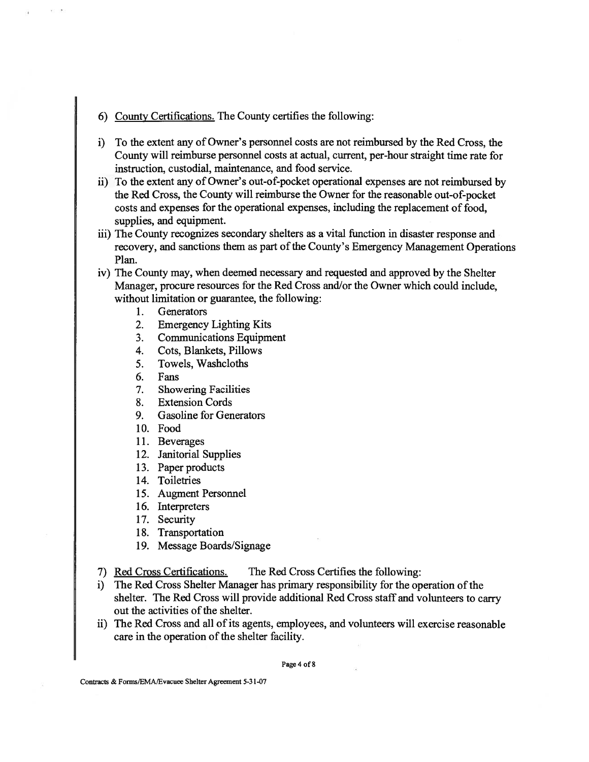6) <u>County Certifications.</u> The County certifies the following:

i) To the extent any of Owner's personnel costs are not reimbursed by the Red Cross, the County will reimburse personnel costs at actual, current, per-hour straight time rate for instruction, custodial, maintenance, and food service.

ii) To the extent any of Owner's out-of-pocket operational expenses are not reimbursed by the Red Cross, the County will reimburse the Owner for the reasonable out-of-pocket costs and expenses for the operational expenses, including the replacement of food, supplies, and equipment.

iii) The County recognizes secondary shelters as a vital function in disaster response and recovery, and sanctions them as part of the County's Emergency Management Operations Plan.

iv) The County may, when deemed necessary and requested and approved by the Shelter Manager, procure resources for the Red Cross and/or the Owner which could include, without limitation or guarantee, the following:

1. Generators
2. Emergency Lighting Kits
3. Communications Equipment
4. Cots, Blankets, Pillows
5. Towels, Washcloths
6. Fans
7. Showering Facilities
8. Extension Cords
9. Gasoline for Generators
10. Food
11. Beverages
12. Janitorial Supplies
13. Paper products
14. Toiletries
15. Augment Personnel
16. Interpreters
17. Security
18. Transportation
19. Message Boards/Signage

7) <u>Red Cross Certifications.</u> The Red Cross Certifies the following:

i) The Red Cross Shelter Manager has primary responsibility for the operation of the shelter. The Red Cross will provide additional Red Cross staff and volunteers to carry out the activities of the shelter.

ii) The Red Cross and all of its agents, employees, and volunteers will exercise reasonable care in the operation of the shelter facility.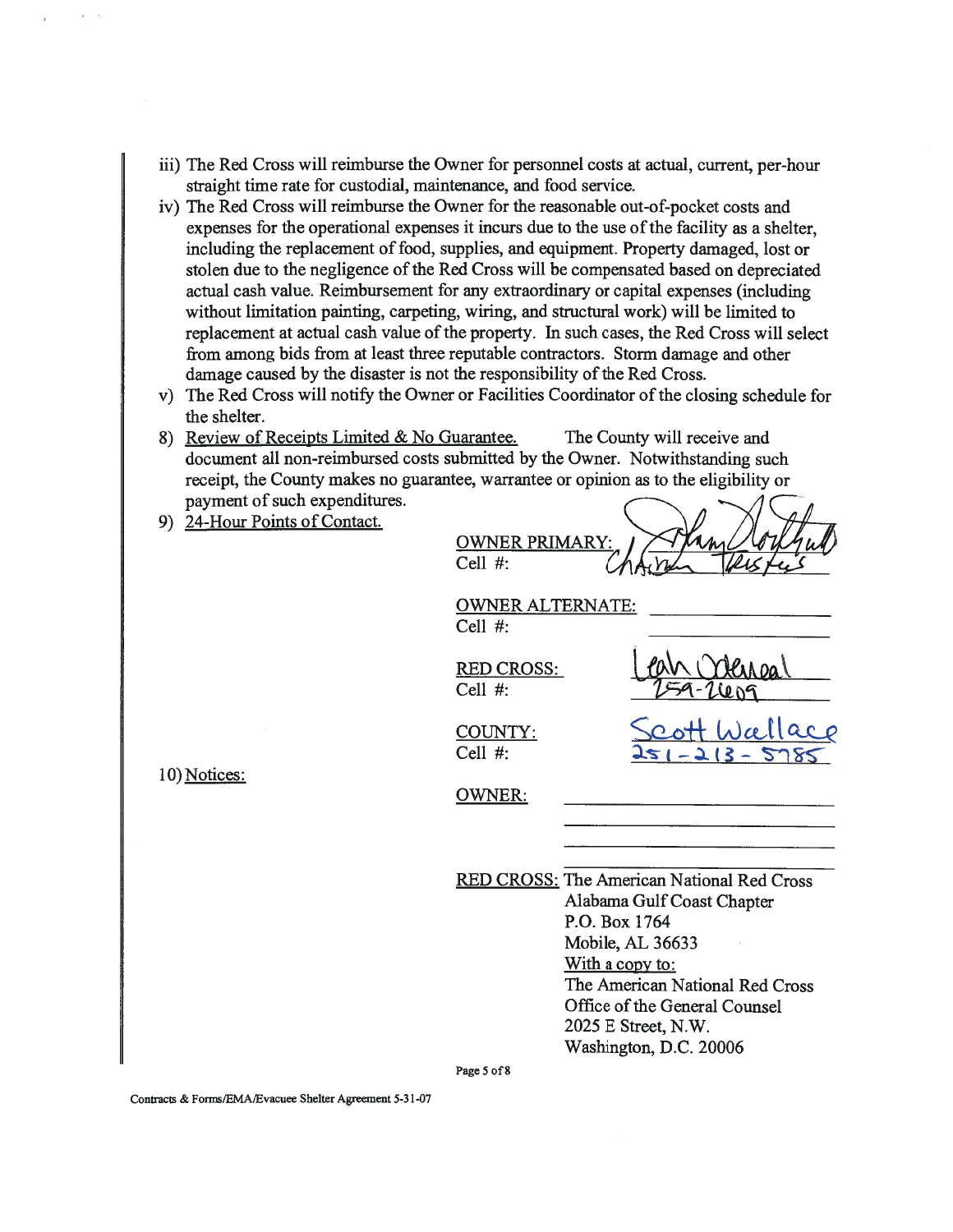iii) The Red Cross will reimburse the Owner for personnel costs at actual, current, per-hour straight time rate for custodial, maintenance, and food service.

iv) The Red Cross will reimburse the Owner for the reasonable out-of-pocket costs and expenses for the operational expenses it incurs due to the use of the facility as a shelter, including the replacement of food, supplies, and equipment. Property damaged, lost or stolen due to the negligence of the Red Cross will be compensated based on depreciated actual cash value. Reimbursement for any extraordinary or capital expenses (including without limitation painting, carpeting, wiring, and structural work) will be limited to replacement at actual cash value of the property. In such cases, the Red Cross will select from among bids from at least three reputable contractors. Storm damage and other damage caused by the disaster is not the responsibility of the Red Cross.

v) The Red Cross will notify the Owner or Facilities Coordinator of the closing schedule for the shelter.

8) Review of Receipts Limited & No Guarantee. The County will receive and document all non-reimbursed costs submitted by the Owner. Notwithstanding such receipt, the County makes no guarantee, warrantee or opinion as to the eligibility or payment of such expenditures.

9) 24-Hour Points of Contact.

OWNER PRIMARY: Harry Northup
Cell #: Chairman Trustees

OWNER ALTERNATE: ______________
Cell #: ______________

RED CROSS: Leah Odeneal
Cell #: 259-2609

COUNTY: Scott Wallace
Cell #: 251-213-5785

10) Notices:

OWNER: ______________

RED CROSS: The American National Red Cross
Alabama Gulf Coast Chapter
P.O. Box 1764
Mobile, AL 36633
With a copy to:
The American National Red Cross
Office of the General Counsel
2025 E Street, N.W.
Washington, D.C. 20006

Contracts & Forms/EMA/Evacuee Shelter Agreement 5-31-07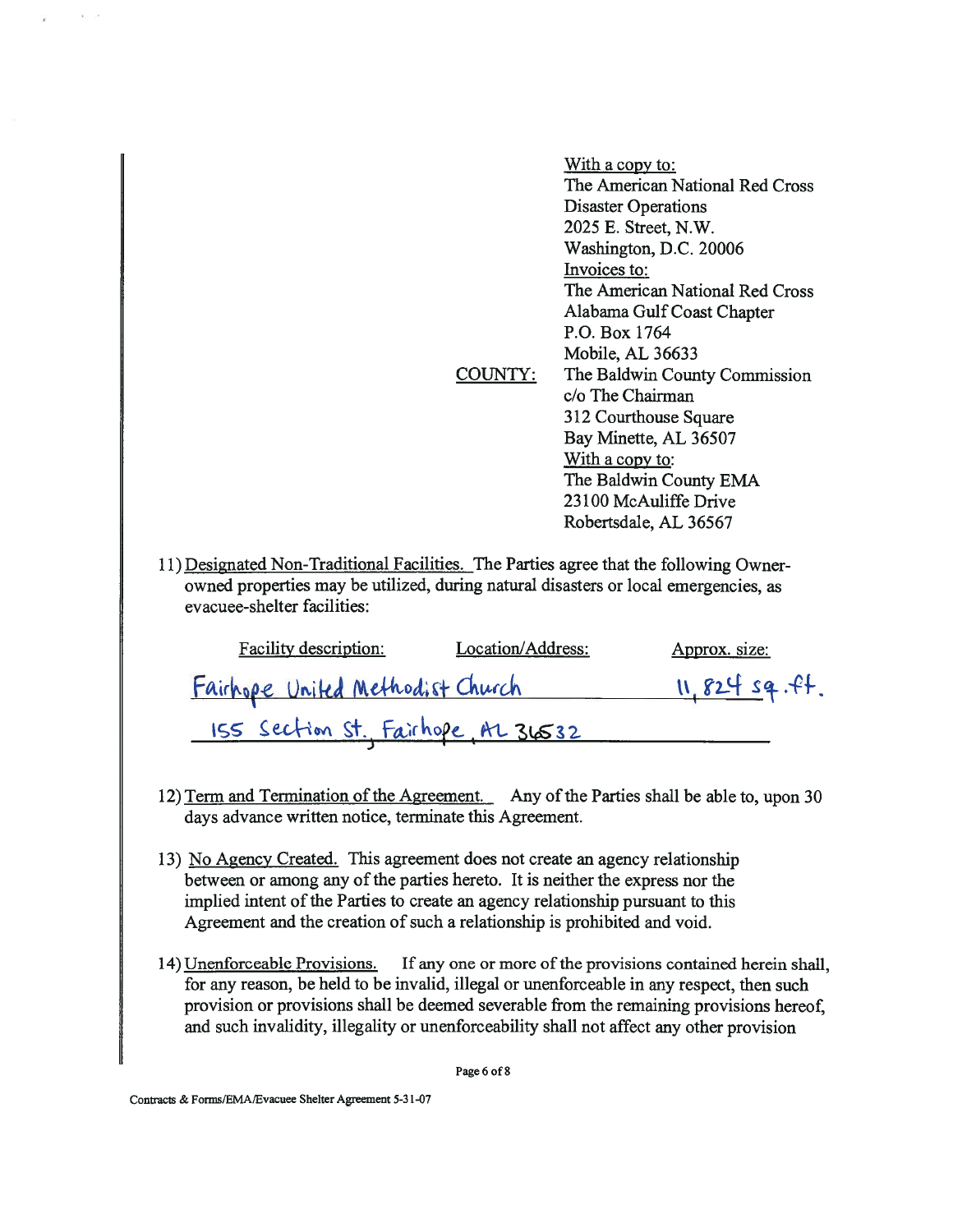With a copy to:
The American National Red Cross
Disaster Operations
2025 E. Street, N.W.
Washington, D.C. 20006

Invoices to:
The American National Red Cross
Alabama Gulf Coast Chapter
P.O. Box 1764
Mobile, AL 36633

COUNTY: The Baldwin County Commission
c/o The Chairman
312 Courthouse Square
Bay Minette, AL 36507

With a copy to:
The Baldwin County EMA
23100 McAuliffe Drive
Robertsdale, AL 36567

11) Designated Non-Traditional Facilities. The Parties agree that the following Owner-owned properties may be utilized, during natural disasters or local emergencies, as evacuee-shelter facilities:

| Facility description: | Location/Address: | Approx. size: |
|---|---|---|
| Fairhope United Methodist Church | 155 Section St., Fairhope, AL 36532 | 11,824 sq. ft. |

12) Term and Termination of the Agreement. Any of the Parties shall be able to, upon 30 days advance written notice, terminate this Agreement.

13) No Agency Created. This agreement does not create an agency relationship between or among any of the parties hereto. It is neither the express nor the implied intent of the Parties to create an agency relationship pursuant to this Agreement and the creation of such a relationship is prohibited and void.

14) Unenforceable Provisions. If any one or more of the provisions contained herein shall, for any reason, be held to be invalid, illegal or unenforceable in any respect, then such provision or provisions shall be deemed severable from the remaining provisions hereof, and such invalidity, illegality or unenforceability shall not affect any other provision

Contracts & Forms/EMA/Evacuee Shelter Agreement 5-31-07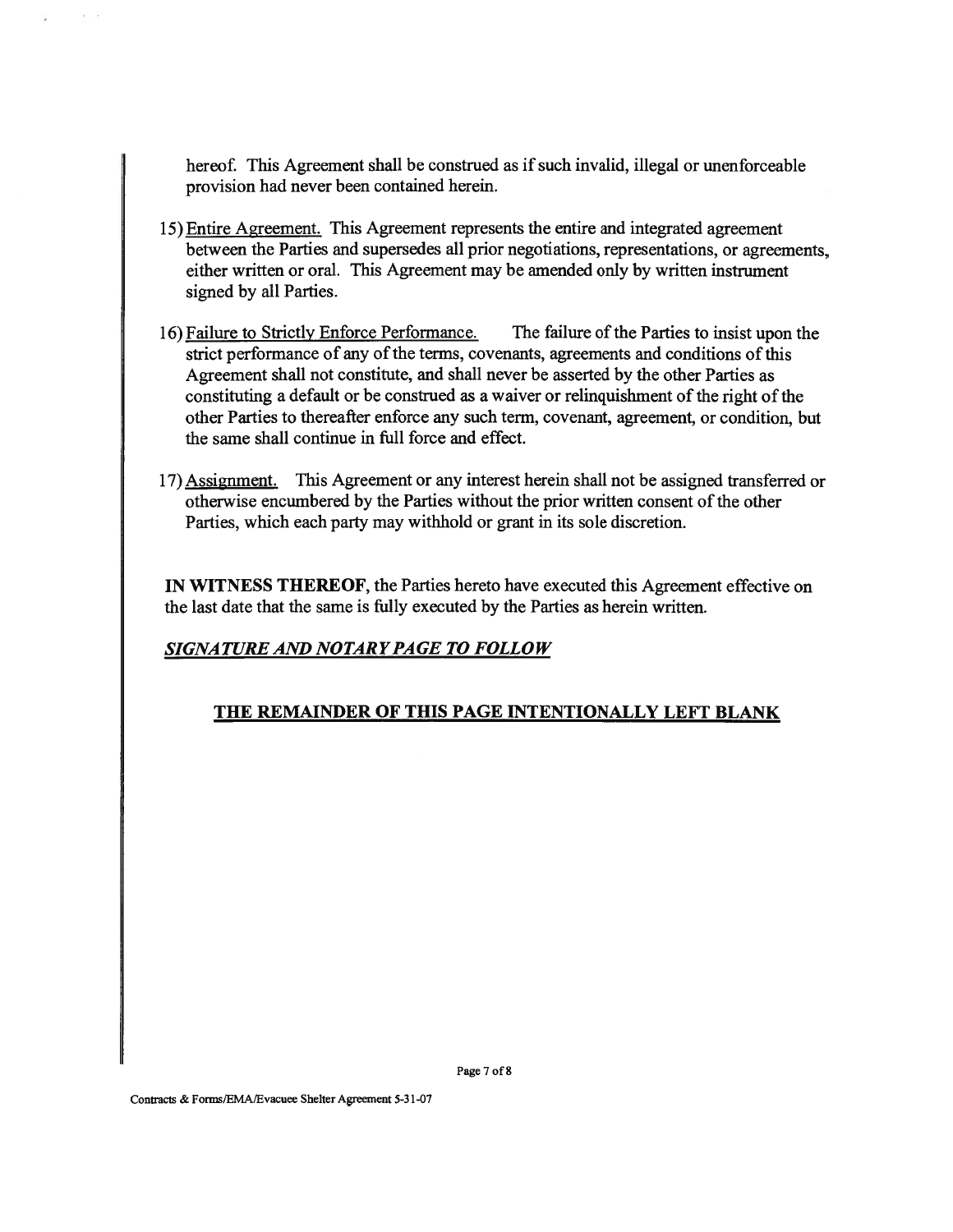hereof. This Agreement shall be construed as if such invalid, illegal or unenforceable provision had never been contained herein.

15) Entire Agreement. This Agreement represents the entire and integrated agreement between the Parties and supersedes all prior negotiations, representations, or agreements, either written or oral. This Agreement may be amended only by written instrument signed by all Parties.

16) Failure to Strictly Enforce Performance. The failure of the Parties to insist upon the strict performance of any of the terms, covenants, agreements and conditions of this Agreement shall not constitute, and shall never be asserted by the other Parties as constituting a default or be construed as a waiver or relinquishment of the right of the other Parties to thereafter enforce any such term, covenant, agreement, or condition, but the same shall continue in full force and effect.

17) Assignment. This Agreement or any interest herein shall not be assigned transferred or otherwise encumbered by the Parties without the prior written consent of the other Parties, which each party may withhold or grant in its sole discretion.

**IN WITNESS THEREOF**, the Parties hereto have executed this Agreement effective on the last date that the same is fully executed by the Parties as herein written.

***SIGNATURE AND NOTARY PAGE TO FOLLOW***

**THE REMAINDER OF THIS PAGE INTENTIONALLY LEFT BLANK**

Contracts & Forms/EMA/Evacuee Shelter Agreement 5-31-07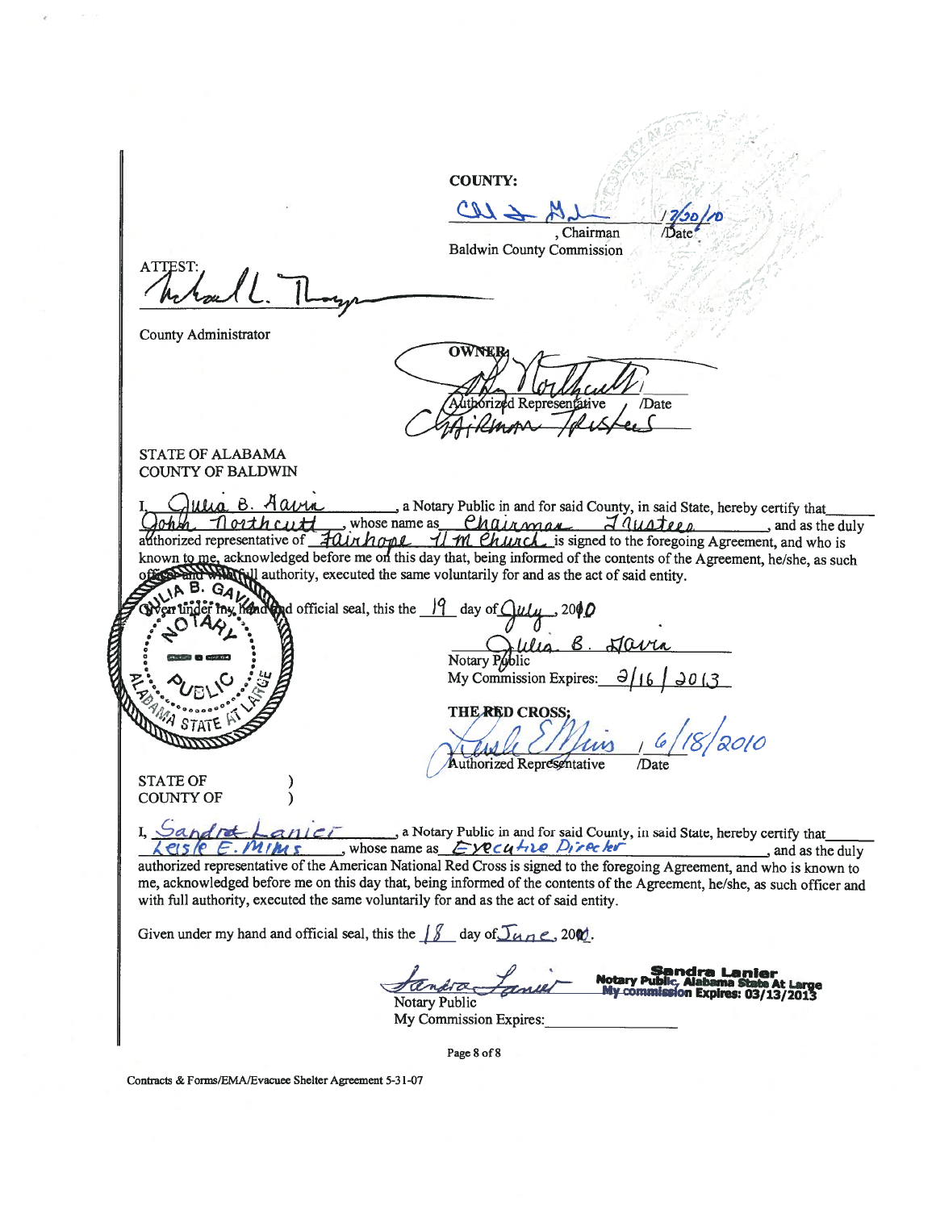**COUNTY:**

_______________, Chairman 12/30/10 /Date
Baldwin County Commission

ATTEST:

_______________

County Administrator

**OWNER:**

_______________
Authorized Representative /Date
Chairman Trustees

STATE OF ALABAMA
COUNTY OF BALDWIN

I, Julia B. Gavin, a Notary Public in and for said County, in said State, hereby certify that John Northcutt, whose name as Chairman Trustees, and as the duly authorized representative of Fairhope UM Church is signed to the foregoing Agreement, and who is known to me, acknowledged before me on this day that, being informed of the contents of the Agreement, he/she, as such officer and with full authority, executed the same voluntarily for and as the act of said entity.

Given under my hand and official seal, this the 19 day of July, 2010

_______________
Notary Public
My Commission Expires: 2/16/2013

**THE RED CROSS:**

_______________, 6/18/2010
Authorized Representative /Date

STATE OF )
COUNTY OF )

I, Sandra Lanier, a Notary Public in and for said County, in said State, hereby certify that Leisle E. Mims, whose name as Executive Director, and as the duly authorized representative of the American National Red Cross is signed to the foregoing Agreement, and who is known to me, acknowledged before me on this day that, being informed of the contents of the Agreement, he/she, as such officer and with full authority, executed the same voluntarily for and as the act of said entity.

Given under my hand and official seal, this the 18 day of June, 2010.

_______________
Notary Public
My Commission Expires: _______________

**Sandra Lanier**
**Notary Public, Alabama State At Large**
**My commission Expires: 03/13/2013**

Contracts & Forms/EMA/Evacuee Shelter Agreement 5-31-07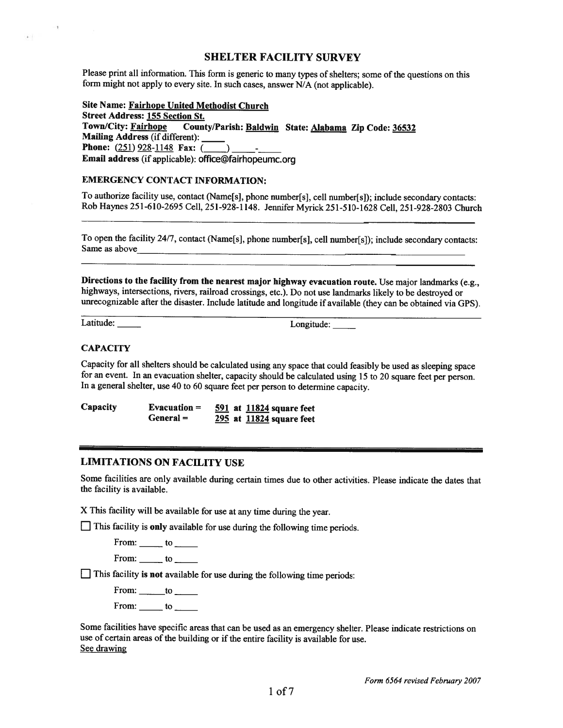# SHELTER FACILITY SURVEY

Please print all information. This form is generic to many types of shelters; some of the questions on this form might not apply to every site. In such cases, answer N/A (not applicable).

**Site Name:** Fairhope United Methodist Church
**Street Address:** 155 Section St.
**Town/City:** Fairhope **County/Parish:** Baldwin **State:** Alabama **Zip Code:** 36532
**Mailing Address** (if different): ____
**Phone:** (251) 928-1148 **Fax:** (____) ____-____
**Email address** (if applicable): office@fairhopeumc.org

**EMERGENCY CONTACT INFORMATION:**

To authorize facility use, contact (Name[s], phone number[s], cell number[s]); include secondary contacts:
Rob Haynes 251-610-2695 Cell, 251-928-1148. Jennifer Myrick 251-510-1628 Cell, 251-928-2803 Church

To open the facility 24/7, contact (Name[s], phone number[s], cell number[s]); include secondary contacts:
Same as above

**Directions to the facility from the nearest major highway evacuation route.** Use major landmarks (e.g., highways, intersections, rivers, railroad crossings, etc.). Do not use landmarks likely to be destroyed or unrecognizable after the disaster. Include latitude and longitude if available (they can be obtained via GPS).

Latitude: ____ Longitude: ____

**CAPACITY**

Capacity for all shelters should be calculated using any space that could feasibly be used as sleeping space for an event. In an evacuation shelter, capacity should be calculated using 15 to 20 square feet per person. In a general shelter, use 40 to 60 square feet per person to determine capacity.

**Capacity** **Evacuation =** **591 at 11824 square feet**
**General =** **295 at 11824 square feet**

## LIMITATIONS ON FACILITY USE

Some facilities are only available during certain times due to other activities. Please indicate the dates that the facility is available.

X This facility will be available for use at any time during the year.

☐ This facility is **only** available for use during the following time periods.

From: ____ to ____

From: ____ to ____

☐ This facility **is not** available for use during the following time periods:

From: ____ to ____

From: ____ to ____

Some facilities have specific areas that can be used as an emergency shelter. Please indicate restrictions on use of certain areas of the building or if the entire facility is available for use.
See drawing

*Form 6564 revised February 2007*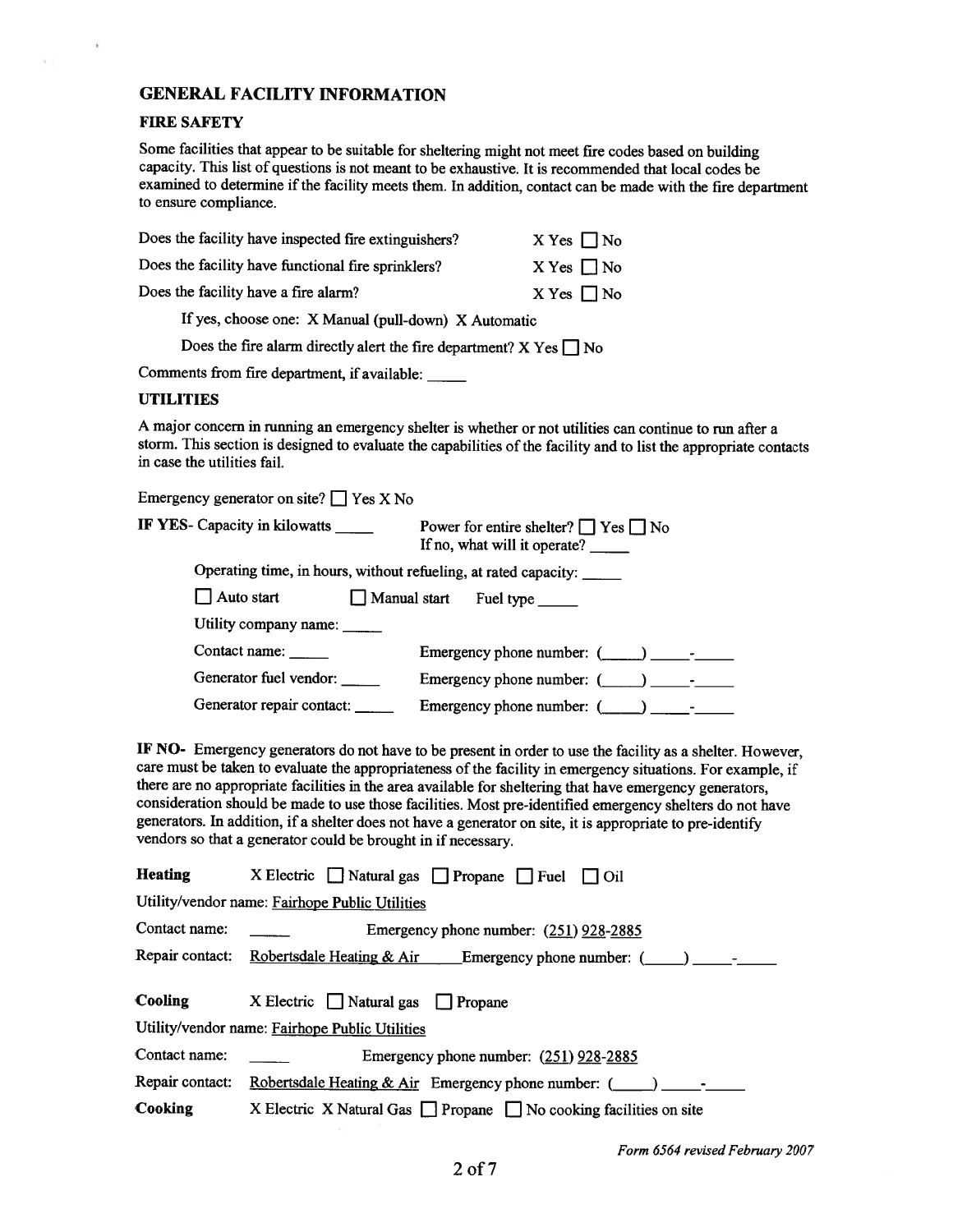## GENERAL FACILITY INFORMATION

### FIRE SAFETY

Some facilities that appear to be suitable for sheltering might not meet fire codes based on building capacity. This list of questions is not meant to be exhaustive. It is recommended that local codes be examined to determine if the facility meets them. In addition, contact can be made with the fire department to ensure compliance.

Does the facility have inspected fire extinguishers? X Yes ☐ No

Does the facility have functional fire sprinklers? X Yes ☐ No

Does the facility have a fire alarm? X Yes ☐ No

If yes, choose one: X Manual (pull-down) X Automatic

Does the fire alarm directly alert the fire department? X Yes ☐ No

Comments from fire department, if available: _____

### UTILITIES

A major concern in running an emergency shelter is whether or not utilities can continue to run after a storm. This section is designed to evaluate the capabilities of the facility and to list the appropriate contacts in case the utilities fail.

Emergency generator on site? ☐ Yes X No

**IF YES**- Capacity in kilowatts _____ Power for entire shelter? ☐ Yes ☐ No
If no, what will it operate? _____

Operating time, in hours, without refueling, at rated capacity: _____

☐ Auto start ☐ Manual start Fuel type _____

Utility company name: _____

Contact name: _____ Emergency phone number: (_____) _____-_____

Generator fuel vendor: _____ Emergency phone number: (_____) _____-_____

Generator repair contact: _____ Emergency phone number: (_____) _____-_____

**IF NO**- Emergency generators do not have to be present in order to use the facility as a shelter. However, care must be taken to evaluate the appropriateness of the facility in emergency situations. For example, if there are no appropriate facilities in the area available for sheltering that have emergency generators, consideration should be made to use those facilities. Most pre-identified emergency shelters do not have generators. In addition, if a shelter does not have a generator on site, it is appropriate to pre-identify vendors so that a generator could be brought in if necessary.

**Heating** X Electric ☐ Natural gas ☐ Propane ☐ Fuel ☐ Oil

Utility/vendor name: Fairhope Public Utilities

Contact name: _____ Emergency phone number: (251) 928-2885

Repair contact: Robertsdale Heating & Air Emergency phone number: (_____) _____-_____

**Cooling** X Electric ☐ Natural gas ☐ Propane

Utility/vendor name: Fairhope Public Utilities

Contact name: _____ Emergency phone number: (251) 928-2885

Repair contact: Robertsdale Heating & Air Emergency phone number: (_____) _____-_____

**Cooking** X Electric X Natural Gas ☐ Propane ☐ No cooking facilities on site

*Form 6564 revised February 2007*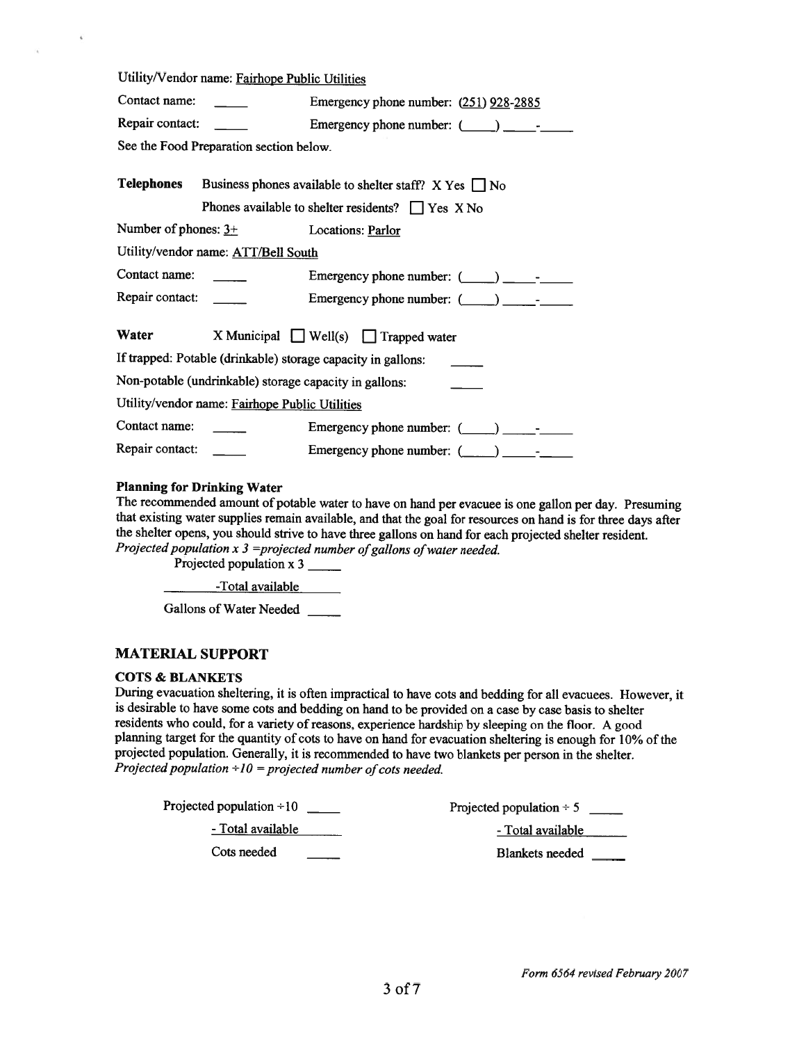Utility/Vendor name: Fairhope Public Utilities

Contact name: _____ Emergency phone number: (251) 928-2885

Repair contact: _____ Emergency phone number: (____) ____-____

See the Food Preparation section below.

**Telephones** Business phones available to shelter staff? X Yes ☐ No

Phones available to shelter residents? ☐ Yes X No

Number of phones: 3+ Locations: Parlor

Utility/vendor name: ATT/Bell South

Contact name: _____ Emergency phone number: (____) ____-____

Repair contact: _____ Emergency phone number: (____) ____-____

**Water** X Municipal ☐ Well(s) ☐ Trapped water

If trapped: Potable (drinkable) storage capacity in gallons: _____

Non-potable (undrinkable) storage capacity in gallons: _____

Utility/vendor name: Fairhope Public Utilities

Contact name: _____ Emergency phone number: (____) ____-____

Repair contact: _____ Emergency phone number: (____) ____-____

**Planning for Drinking Water**

The recommended amount of potable water to have on hand per evacuee is one gallon per day. Presuming that existing water supplies remain available, and that the goal for resources on hand is for three days after the shelter opens, you should strive to have three gallons on hand for each projected shelter resident.
*Projected population x 3 =projected number of gallons of water needed.*

Projected population x 3 _____

-Total available _____

Gallons of Water Needed _____

## MATERIAL SUPPORT

### COTS & BLANKETS

During evacuation sheltering, it is often impractical to have cots and bedding for all evacuees. However, it is desirable to have some cots and bedding on hand to be provided on a case by case basis to shelter residents who could, for a variety of reasons, experience hardship by sleeping on the floor. A good planning target for the quantity of cots to have on hand for evacuation sheltering is enough for 10% of the projected population. Generally, it is recommended to have two blankets per person in the shelter.
*Projected population ÷10 = projected number of cots needed.*

Projected population ÷10 _____

- Total available _____

Cots needed _____

Projected population ÷ 5 _____

- Total available _____

Blankets needed _____

Form 6564 revised February 2007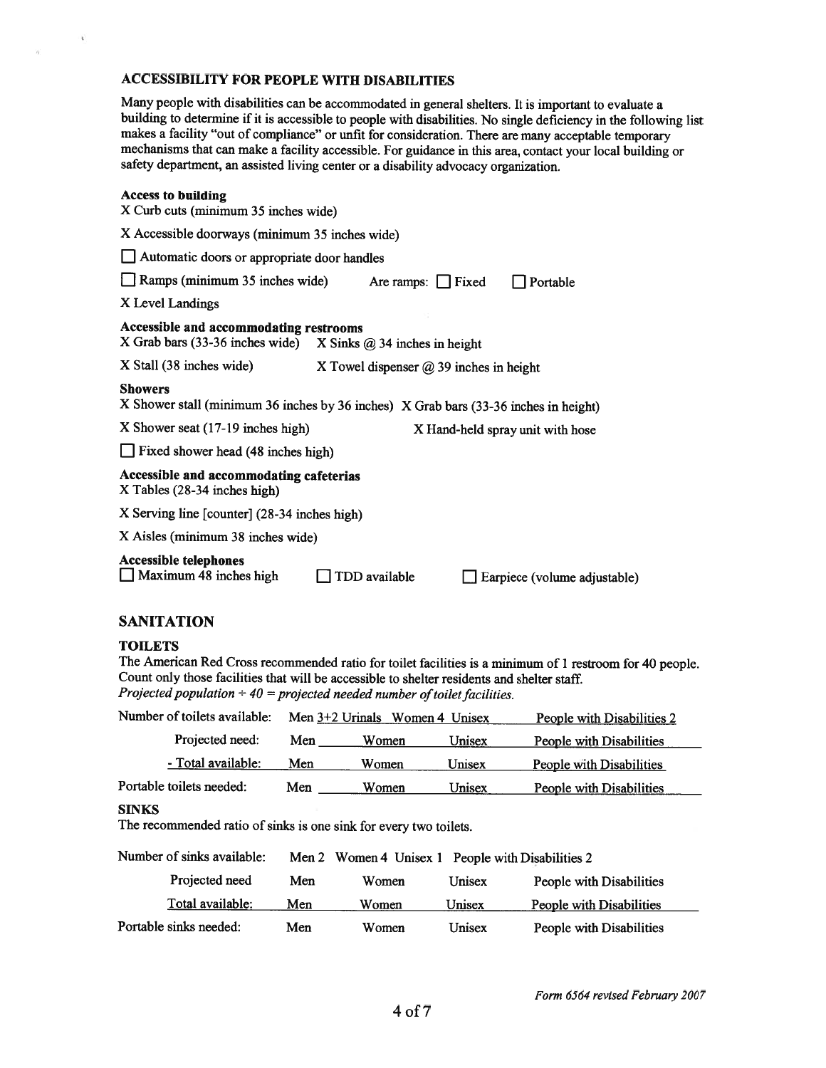## ACCESSIBILITY FOR PEOPLE WITH DISABILITIES

Many people with disabilities can be accommodated in general shelters. It is important to evaluate a building to determine if it is accessible to people with disabilities. No single deficiency in the following list makes a facility "out of compliance" or unfit for consideration. There are many acceptable temporary mechanisms that can make a facility accessible. For guidance in this area, contact your local building or safety department, an assisted living center or a disability advocacy organization.

**Access to building**

X Curb cuts (minimum 35 inches wide)

X Accessible doorways (minimum 35 inches wide)

☐ Automatic doors or appropriate door handles

☐ Ramps (minimum 35 inches wide)  Are ramps: ☐ Fixed  ☐ Portable

X Level Landings

**Accessible and accommodating restrooms**

X Grab bars (33-36 inches wide)  X Sinks @ 34 inches in height

X Stall (38 inches wide)  X Towel dispenser @ 39 inches in height

**Showers**

X Shower stall (minimum 36 inches by 36 inches)  X Grab bars (33-36 inches in height)

X Shower seat (17-19 inches high)  X Hand-held spray unit with hose

☐ Fixed shower head (48 inches high)

**Accessible and accommodating cafeterias**

X Tables (28-34 inches high)

X Serving line [counter] (28-34 inches high)

X Aisles (minimum 38 inches wide)

**Accessible telephones**

☐ Maximum 48 inches high  ☐ TDD available  ☐ Earpiece (volume adjustable)

## SANITATION

### TOILETS

The American Red Cross recommended ratio for toilet facilities is a minimum of 1 restroom for 40 people. Count only those facilities that will be accessible to shelter residents and shelter staff.

*Projected population ÷ 40 = projected needed number of toilet facilities.*

| | | | | |
|---|---|---|---|---|
| Number of toilets available: | Men 3+2 Urinals | Women 4 | Unisex | People with Disabilities 2 |
| Projected need: | Men | Women | Unisex | People with Disabilities |
| - Total available: | Men | Women | Unisex | People with Disabilities |
| Portable toilets needed: | Men | Women | Unisex | People with Disabilities |

### SINKS

The recommended ratio of sinks is one sink for every two toilets.

| | | | | |
|---|---|---|---|---|
| Number of sinks available: | Men 2 | Women 4 | Unisex 1 | People with Disabilities 2 |
| Projected need | Men | Women | Unisex | People with Disabilities |
| Total available: | Men | Women | Unisex | People with Disabilities |
| Portable sinks needed: | Men | Women | Unisex | People with Disabilities |

*Form 6564 revised February 2007*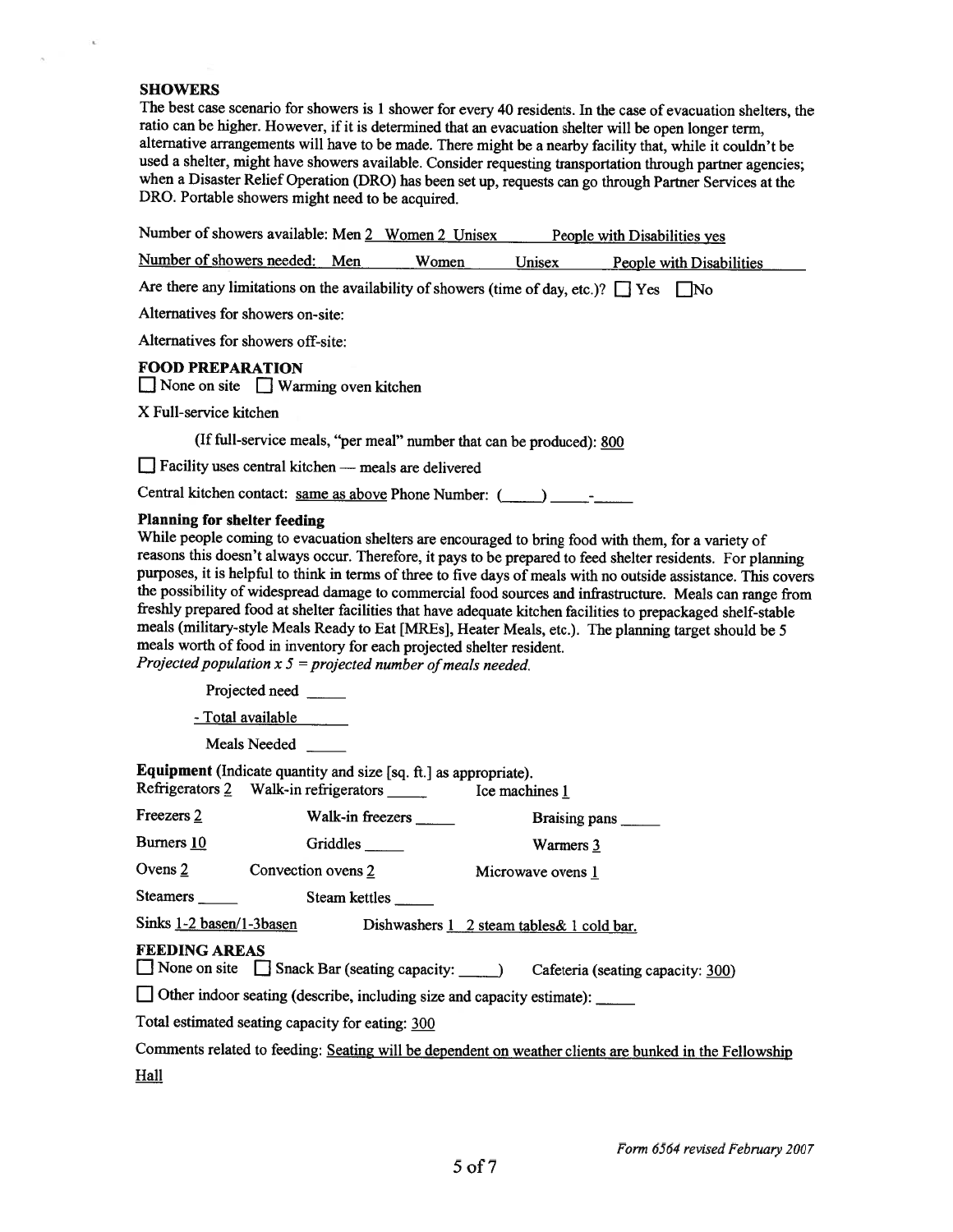**SHOWERS**

The best case scenario for showers is 1 shower for every 40 residents. In the case of evacuation shelters, the ratio can be higher. However, if it is determined that an evacuation shelter will be open longer term, alternative arrangements will have to be made. There might be a nearby facility that, while it couldn't be used a shelter, might have showers available. Consider requesting transportation through partner agencies; when a Disaster Relief Operation (DRO) has been set up, requests can go through Partner Services at the DRO. Portable showers might need to be acquired.

Number of showers available: Men 2 Women 2 Unisex ____ People with Disabilities yes

Number of showers needed: Men ____ Women ____ Unisex ____ People with Disabilities ____

Are there any limitations on the availability of showers (time of day, etc.)? ☐ Yes ☐ No

Alternatives for showers on-site:

Alternatives for showers off-site:

**FOOD PREPARATION**

☐ None on site ☐ Warming oven kitchen

X Full-service kitchen

(If full-service meals, "per meal" number that can be produced): 800

☐ Facility uses central kitchen — meals are delivered

Central kitchen contact: same as above Phone Number: (____) ____-____

**Planning for shelter feeding**

While people coming to evacuation shelters are encouraged to bring food with them, for a variety of reasons this doesn't always occur. Therefore, it pays to be prepared to feed shelter residents. For planning purposes, it is helpful to think in terms of three to five days of meals with no outside assistance. This covers the possibility of widespread damage to commercial food sources and infrastructure. Meals can range from freshly prepared food at shelter facilities that have adequate kitchen facilities to prepackaged shelf-stable meals (military-style Meals Ready to Eat [MREs], Heater Meals, etc.). The planning target should be 5 meals worth of food in inventory for each projected shelter resident.

*Projected population x 5 = projected number of meals needed.*

Projected need ____

- Total available ____

Meals Needed ____

**Equipment** (Indicate quantity and size [sq. ft.] as appropriate).

Refrigerators 2 Walk-in refrigerators ____ Ice machines 1

Freezers 2 Walk-in freezers ____ Braising pans ____

Burners 10 Griddles ____ Warmers 3

Ovens 2 Convection ovens 2 Microwave ovens 1

Steamers ____ Steam kettles ____

Sinks 1-2 basen/1-3basen Dishwashers 1 2 steam tables& 1 cold bar.

**FEEDING AREAS**

☐ None on site ☐ Snack Bar (seating capacity: ____) Cafeteria (seating capacity: 300)

☐ Other indoor seating (describe, including size and capacity estimate): ____

Total estimated seating capacity for eating: 300

Comments related to feeding: Seating will be dependent on weather clients are bunked in the Fellowship Hall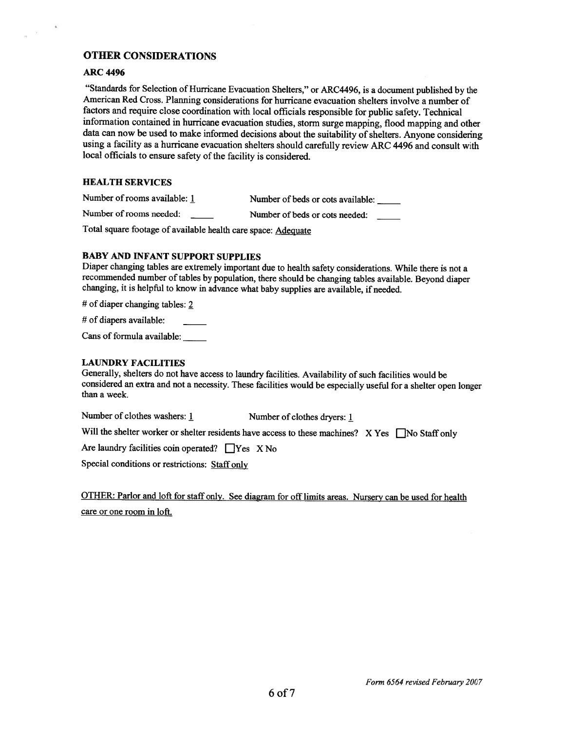## OTHER CONSIDERATIONS

### ARC 4496

"Standards for Selection of Hurricane Evacuation Shelters," or ARC4496, is a document published by the American Red Cross. Planning considerations for hurricane evacuation shelters involve a number of factors and require close coordination with local officials responsible for public safety. Technical information contained in hurricane evacuation studies, storm surge mapping, flood mapping and other data can now be used to make informed decisions about the suitability of shelters. Anyone considering using a facility as a hurricane evacuation shelters should carefully review ARC 4496 and consult with local officials to ensure safety of the facility is considered.

### HEALTH SERVICES

Number of rooms available: 1 Number of beds or cots available: _____

Number of rooms needed: _____ Number of beds or cots needed: _____

Total square footage of available health care space: Adequate

### BABY AND INFANT SUPPORT SUPPLIES

Diaper changing tables are extremely important due to health safety considerations. While there is not a recommended number of tables by population, there should be changing tables available. Beyond diaper changing, it is helpful to know in advance what baby supplies are available, if needed.

# of diaper changing tables: 2

# of diapers available: _____

Cans of formula available: _____

### LAUNDRY FACILITIES

Generally, shelters do not have access to laundry facilities. Availability of such facilities would be considered an extra and not a necessity. These facilities would be especially useful for a shelter open longer than a week.

Number of clothes washers: 1 Number of clothes dryers: 1

Will the shelter worker or shelter residents have access to these machines? X Yes ☐No Staff only

Are laundry facilities coin operated? ☐Yes X No

Special conditions or restrictions: Staff only

OTHER: Parlor and loft for staff only. See diagram for off limits areas. Nursery can be used for health care or one room in loft.

*Form 6564 revised February 2007*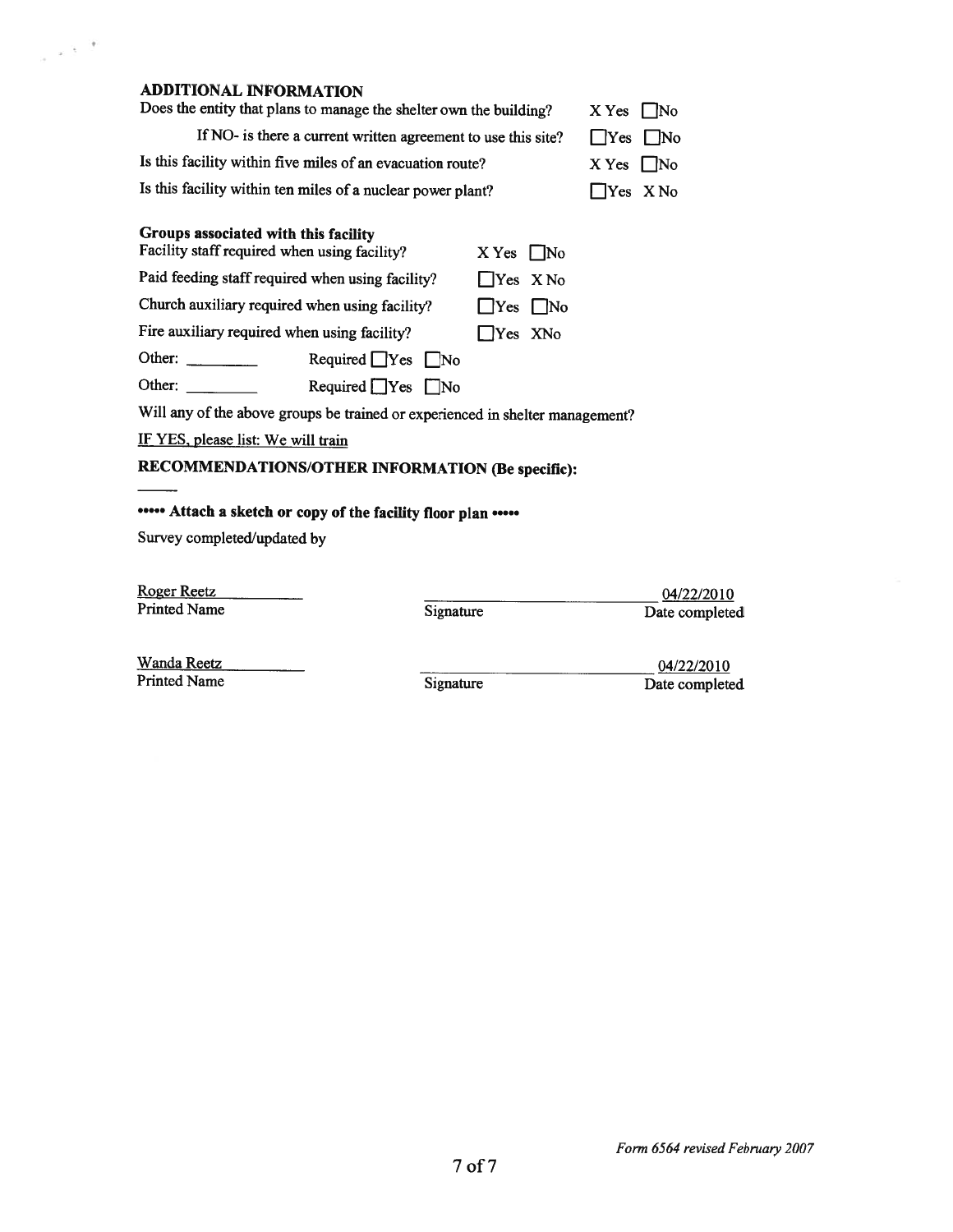## ADDITIONAL INFORMATION

| | |
|---|---|
| Does the entity that plans to manage the shelter own the building? | X Yes ☐No |
| If NO- is there a current written agreement to use this site? | ☐Yes ☐No |
| Is this facility within five miles of an evacuation route? | X Yes ☐No |
| Is this facility within ten miles of a nuclear power plant? | ☐Yes X No |

**Groups associated with this facility**

| | |
|---|---|
| Facility staff required when using facility? | X Yes ☐No |
| Paid feeding staff required when using facility? | ☐Yes X No |
| Church auxiliary required when using facility? | ☐Yes ☐No |
| Fire auxiliary required when using facility? | ☐Yes XNo |
| Other: _________ | Required ☐Yes ☐No |
| Other: _________ | Required ☐Yes ☐No |

Will any of the above groups be trained or experienced in shelter management?

IF YES, please list: We will train

**RECOMMENDATIONS/OTHER INFORMATION (Be specific):**

**••••• Attach a sketch or copy of the facility floor plan •••••**

Survey completed/updated by

| Printed Name | Signature | Date completed |
|---|---|---|
| Roger Reetz | | 04/22/2010 |
| Wanda Reetz | | 04/22/2010 |

*Form 6564 revised February 2007*